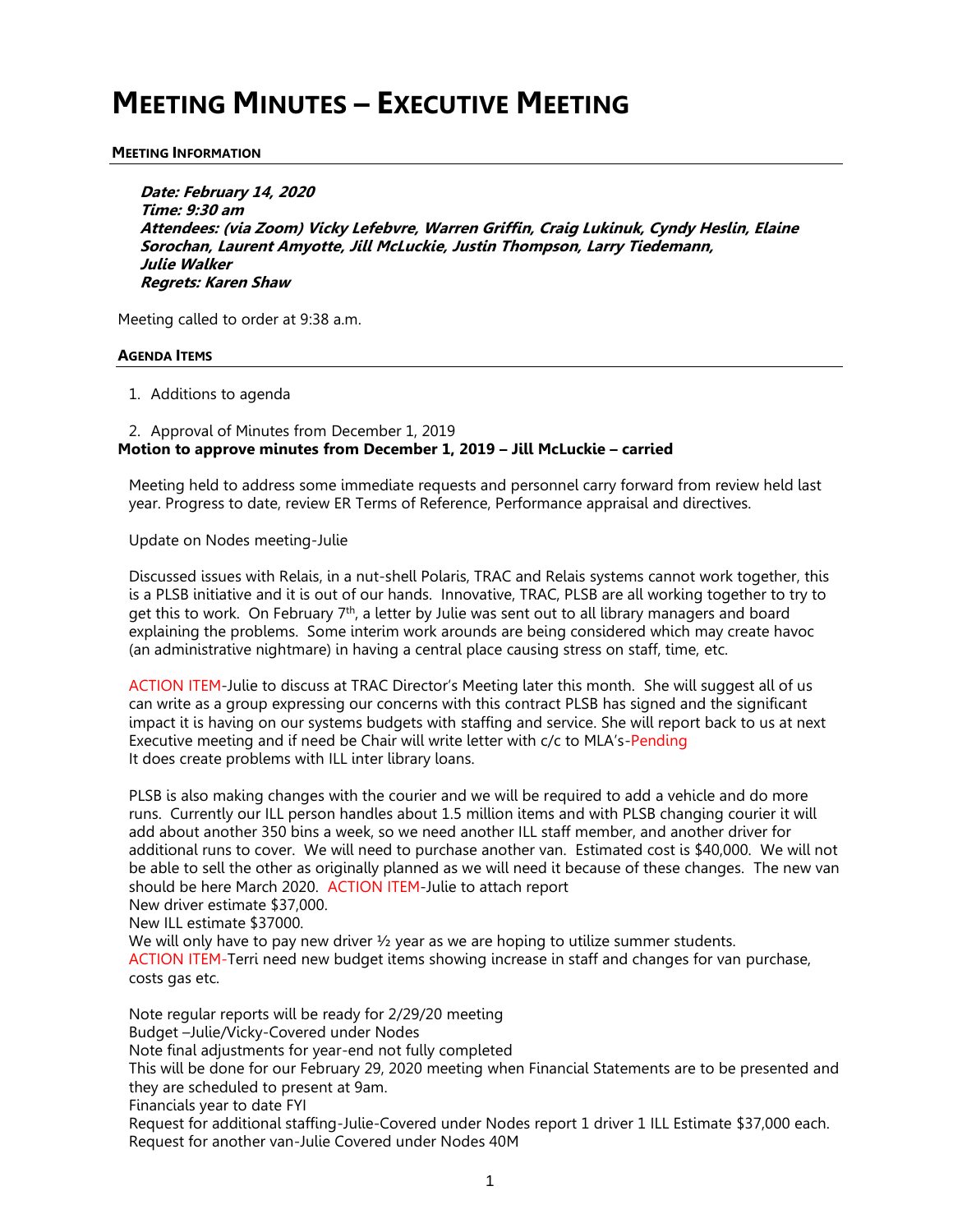# MEETING MINUTES – EXECUTIVE MEETING

**MEETING INFORMATION**

***Date: February 14, 2020***
***Time: 9:30 am***
***Attendees: (via Zoom) Vicky Lefebvre, Warren Griffin, Craig Lukinuk, Cyndy Heslin, Elaine Sorochan, Laurent Amyotte, Jill McLuckie, Justin Thompson, Larry Tiedemann, Julie Walker***
***Regrets: Karen Shaw***

Meeting called to order at 9:38 a.m.

**AGENDA ITEMS**

1. Additions to agenda

2. Approval of Minutes from December 1, 2019

**Motion to approve minutes from December 1, 2019 – Jill McLuckie – carried**

Meeting held to address some immediate requests and personnel carry forward from review held last year. Progress to date, review ER Terms of Reference, Performance appraisal and directives.

Update on Nodes meeting-Julie

Discussed issues with Relais, in a nut-shell Polaris, TRAC and Relais systems cannot work together, this is a PLSB initiative and it is out of our hands. Innovative, TRAC, PLSB are all working together to try to get this to work. On February 7th, a letter by Julie was sent out to all library managers and board explaining the problems. Some interim work arounds are being considered which may create havoc (an administrative nightmare) in having a central place causing stress on staff, time, etc.

ACTION ITEM-Julie to discuss at TRAC Director's Meeting later this month. She will suggest all of us can write as a group expressing our concerns with this contract PLSB has signed and the significant impact it is having on our systems budgets with staffing and service. She will report back to us at next Executive meeting and if need be Chair will write letter with c/c to MLA's-Pending
It does create problems with ILL inter library loans.

PLSB is also making changes with the courier and we will be required to add a vehicle and do more runs. Currently our ILL person handles about 1.5 million items and with PLSB changing courier it will add about another 350 bins a week, so we need another ILL staff member, and another driver for additional runs to cover. We will need to purchase another van. Estimated cost is $40,000. We will not be able to sell the other as originally planned as we will need it because of these changes. The new van should be here March 2020. ACTION ITEM-Julie to attach report
New driver estimate $37,000.
New ILL estimate $37000.
We will only have to pay new driver ½ year as we are hoping to utilize summer students.
ACTION ITEM-Terri need new budget items showing increase in staff and changes for van purchase, costs gas etc.

Note regular reports will be ready for 2/29/20 meeting
Budget –Julie/Vicky-Covered under Nodes
Note final adjustments for year-end not fully completed
This will be done for our February 29, 2020 meeting when Financial Statements are to be presented and they are scheduled to present at 9am.
Financials year to date FYI
Request for additional staffing-Julie-Covered under Nodes report 1 driver 1 ILL Estimate $37,000 each.
Request for another van-Julie Covered under Nodes 40M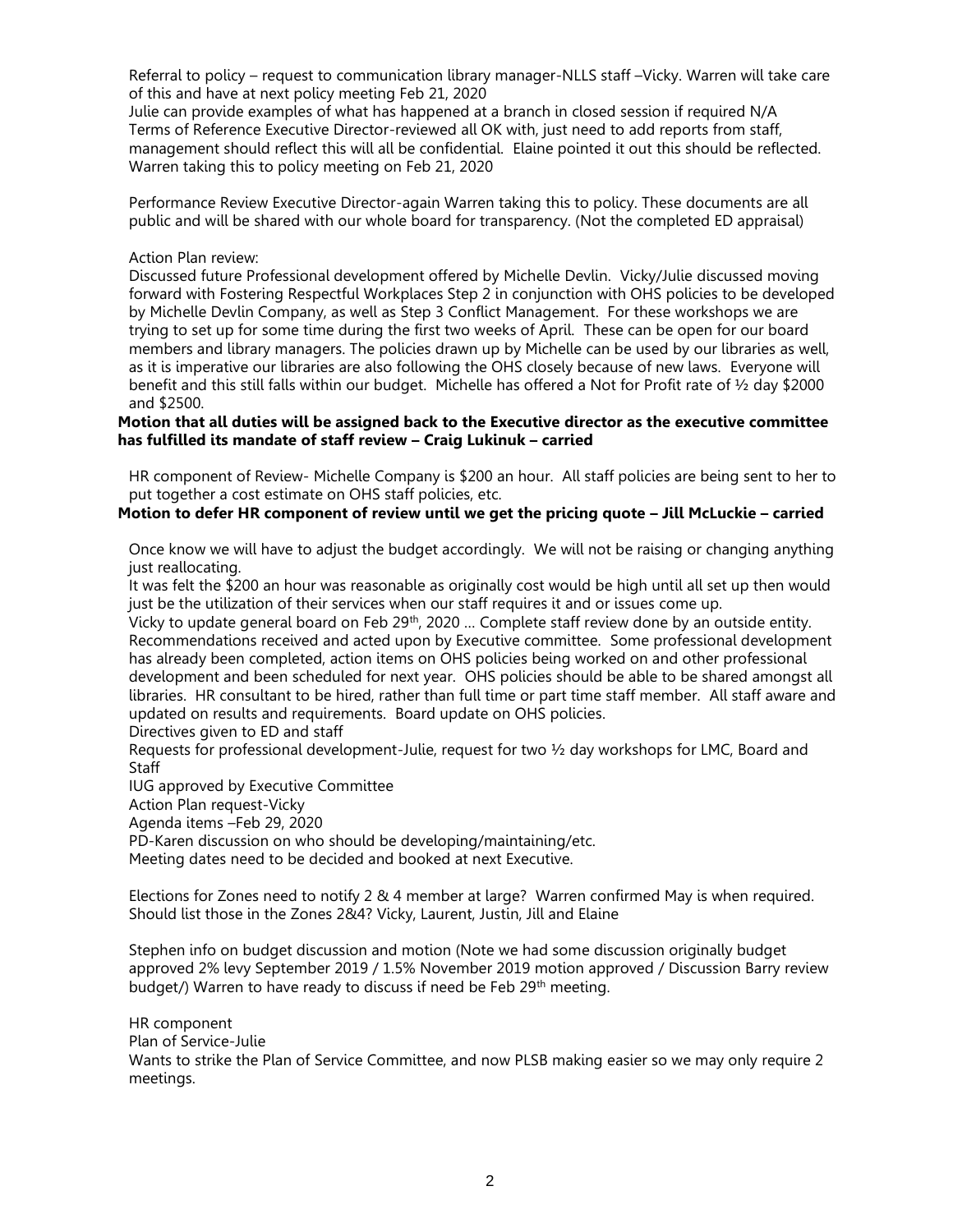Referral to policy – request to communication library manager-NLLS staff –Vicky. Warren will take care of this and have at next policy meeting Feb 21, 2020
Julie can provide examples of what has happened at a branch in closed session if required N/A
Terms of Reference Executive Director-reviewed all OK with, just need to add reports from staff, management should reflect this will all be confidential. Elaine pointed it out this should be reflected. Warren taking this to policy meeting on Feb 21, 2020

Performance Review Executive Director-again Warren taking this to policy. These documents are all public and will be shared with our whole board for transparency. (Not the completed ED appraisal)

Action Plan review:
Discussed future Professional development offered by Michelle Devlin. Vicky/Julie discussed moving forward with Fostering Respectful Workplaces Step 2 in conjunction with OHS policies to be developed by Michelle Devlin Company, as well as Step 3 Conflict Management. For these workshops we are trying to set up for some time during the first two weeks of April. These can be open for our board members and library managers. The policies drawn up by Michelle can be used by our libraries as well, as it is imperative our libraries are also following the OHS closely because of new laws. Everyone will benefit and this still falls within our budget. Michelle has offered a Not for Profit rate of ½ day $2000 and $2500.

**Motion that all duties will be assigned back to the Executive director as the executive committee has fulfilled its mandate of staff review – Craig Lukinuk – carried**

HR component of Review- Michelle Company is $200 an hour. All staff policies are being sent to her to put together a cost estimate on OHS staff policies, etc.

**Motion to defer HR component of review until we get the pricing quote – Jill McLuckie – carried**

Once know we will have to adjust the budget accordingly. We will not be raising or changing anything just reallocating.
It was felt the $200 an hour was reasonable as originally cost would be high until all set up then would just be the utilization of their services when our staff requires it and or issues come up.
Vicky to update general board on Feb 29th, 2020 … Complete staff review done by an outside entity. Recommendations received and acted upon by Executive committee. Some professional development has already been completed, action items on OHS policies being worked on and other professional development and been scheduled for next year. OHS policies should be able to be shared amongst all libraries. HR consultant to be hired, rather than full time or part time staff member. All staff aware and updated on results and requirements. Board update on OHS policies.
Directives given to ED and staff
Requests for professional development-Julie, request for two ½ day workshops for LMC, Board and Staff
IUG approved by Executive Committee
Action Plan request-Vicky
Agenda items –Feb 29, 2020
PD-Karen discussion on who should be developing/maintaining/etc.
Meeting dates need to be decided and booked at next Executive.

Elections for Zones need to notify 2 & 4 member at large? Warren confirmed May is when required. Should list those in the Zones 2&4? Vicky, Laurent, Justin, Jill and Elaine

Stephen info on budget discussion and motion (Note we had some discussion originally budget approved 2% levy September 2019 / 1.5% November 2019 motion approved / Discussion Barry review budget/) Warren to have ready to discuss if need be Feb 29th meeting.

HR component
Plan of Service-Julie
Wants to strike the Plan of Service Committee, and now PLSB making easier so we may only require 2 meetings.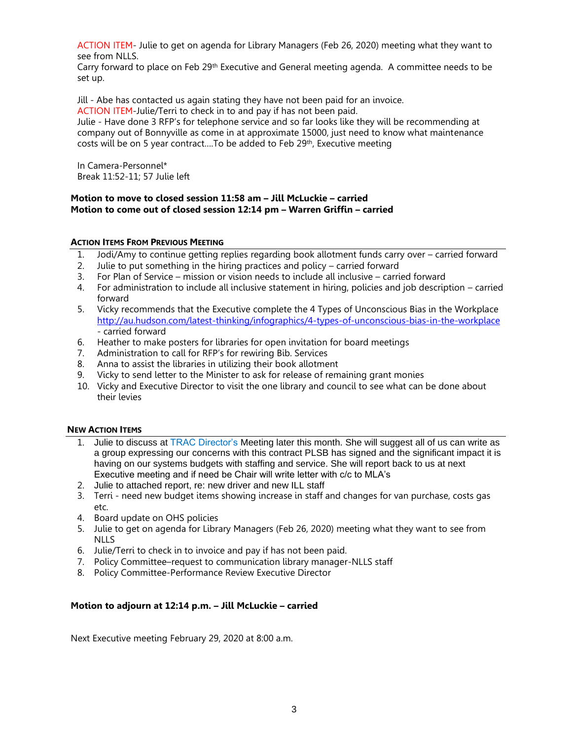ACTION ITEM- Julie to get on agenda for Library Managers (Feb 26, 2020) meeting what they want to see from NLLS.
Carry forward to place on Feb 29th Executive and General meeting agenda. A committee needs to be set up.

Jill - Abe has contacted us again stating they have not been paid for an invoice.
ACTION ITEM-Julie/Terri to check in to and pay if has not been paid.
Julie - Have done 3 RFP's for telephone service and so far looks like they will be recommending at company out of Bonnyville as come in at approximate 15000, just need to know what maintenance costs will be on 5 year contract....To be added to Feb 29th, Executive meeting

In Camera-Personnel*
Break 11:52-11; 57 Julie left

**Motion to move to closed session 11:58 am – Jill McLuckie – carried**
**Motion to come out of closed session 12:14 pm – Warren Griffin – carried**

### ACTION ITEMS FROM PREVIOUS MEETING

1. Jodi/Amy to continue getting replies regarding book allotment funds carry over – carried forward
2. Julie to put something in the hiring practices and policy – carried forward
3. For Plan of Service – mission or vision needs to include all inclusive – carried forward
4. For administration to include all inclusive statement in hiring, policies and job description – carried forward
5. Vicky recommends that the Executive complete the 4 Types of Unconscious Bias in the Workplace http://au.hudson.com/latest-thinking/infographics/4-types-of-unconscious-bias-in-the-workplace - carried forward
6. Heather to make posters for libraries for open invitation for board meetings
7. Administration to call for RFP's for rewiring Bib. Services
8. Anna to assist the libraries in utilizing their book allotment
9. Vicky to send letter to the Minister to ask for release of remaining grant monies
10. Vicky and Executive Director to visit the one library and council to see what can be done about their levies

### NEW ACTION ITEMS

1. Julie to discuss at TRAC Director's Meeting later this month. She will suggest all of us can write as a group expressing our concerns with this contract PLSB has signed and the significant impact it is having on our systems budgets with staffing and service. She will report back to us at next Executive meeting and if need be Chair will write letter with c/c to MLA's
2. Julie to attached report, re: new driver and new ILL staff
3. Terri - need new budget items showing increase in staff and changes for van purchase, costs gas etc.
4. Board update on OHS policies
5. Julie to get on agenda for Library Managers (Feb 26, 2020) meeting what they want to see from NLLS
6. Julie/Terri to check in to invoice and pay if has not been paid.
7. Policy Committee–request to communication library manager-NLLS staff
8. Policy Committee-Performance Review Executive Director

**Motion to adjourn at 12:14 p.m. – Jill McLuckie – carried**

Next Executive meeting February 29, 2020 at 8:00 a.m.